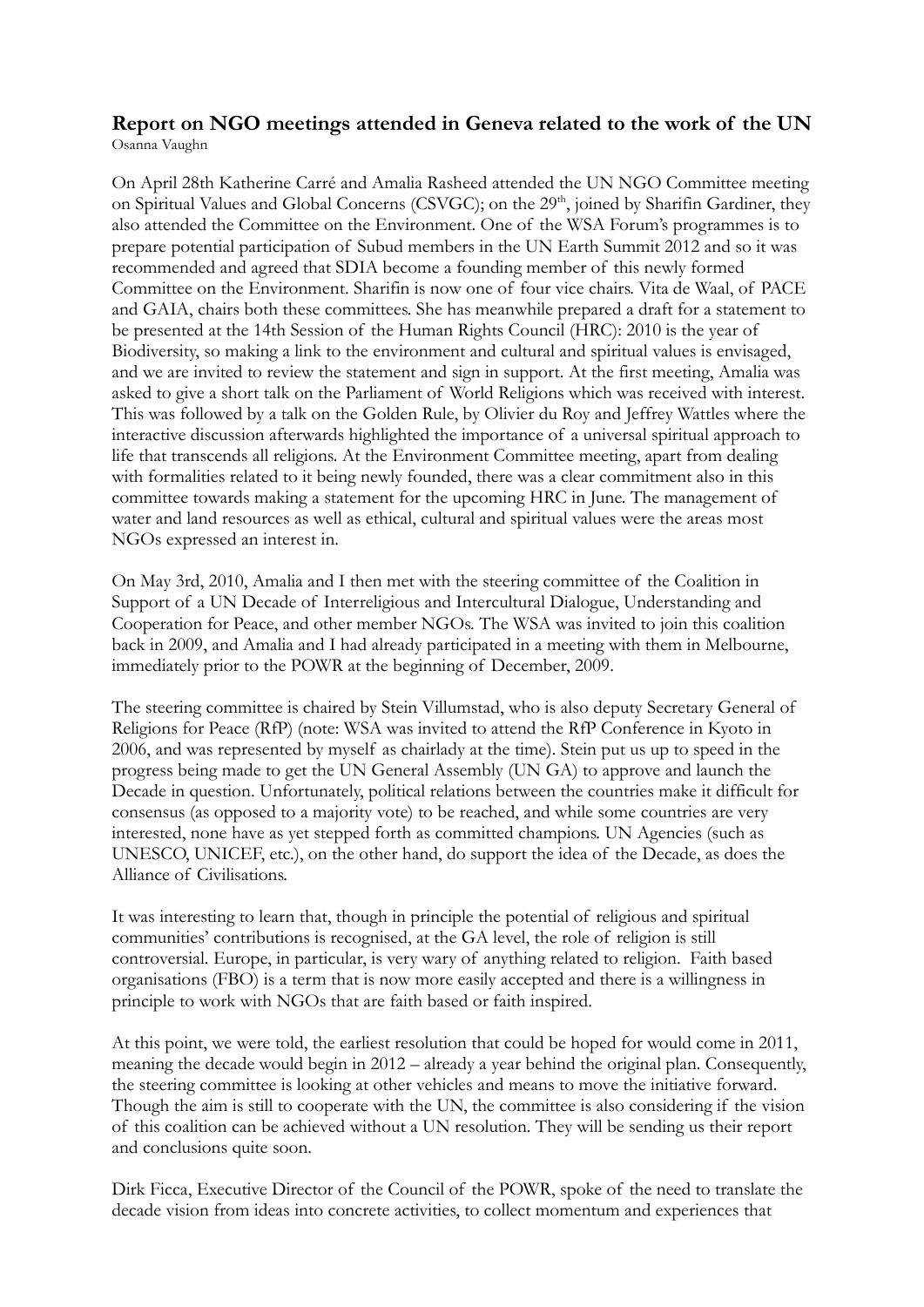# Report on NGO meetings attended in Geneva related to the work of the UN

Osanna Vaughn

On April 28th Katherine Carré and Amalia Rasheed attended the UN NGO Committee meeting on Spiritual Values and Global Concerns (CSVGC); on the 29th, joined by Sharifin Gardiner, they also attended the Committee on the Environment. One of the WSA Forum's programmes is to prepare potential participation of Subud members in the UN Earth Summit 2012 and so it was recommended and agreed that SDIA become a founding member of this newly formed Committee on the Environment. Sharifin is now one of four vice chairs. Vita de Waal, of PACE and GAIA, chairs both these committees. She has meanwhile prepared a draft for a statement to be presented at the 14th Session of the Human Rights Council (HRC): 2010 is the year of Biodiversity, so making a link to the environment and cultural and spiritual values is envisaged, and we are invited to review the statement and sign in support. At the first meeting, Amalia was asked to give a short talk on the Parliament of World Religions which was received with interest. This was followed by a talk on the Golden Rule, by Olivier du Roy and Jeffrey Wattles where the interactive discussion afterwards highlighted the importance of a universal spiritual approach to life that transcends all religions. At the Environment Committee meeting, apart from dealing with formalities related to it being newly founded, there was a clear commitment also in this committee towards making a statement for the upcoming HRC in June. The management of water and land resources as well as ethical, cultural and spiritual values were the areas most NGOs expressed an interest in.

On May 3rd, 2010, Amalia and I then met with the steering committee of the Coalition in Support of a UN Decade of Interreligious and Intercultural Dialogue, Understanding and Cooperation for Peace, and other member NGOs. The WSA was invited to join this coalition back in 2009, and Amalia and I had already participated in a meeting with them in Melbourne, immediately prior to the POWR at the beginning of December, 2009.

The steering committee is chaired by Stein Villumstad, who is also deputy Secretary General of Religions for Peace (RfP) (note: WSA was invited to attend the RfP Conference in Kyoto in 2006, and was represented by myself as chairlady at the time). Stein put us up to speed in the progress being made to get the UN General Assembly (UN GA) to approve and launch the Decade in question. Unfortunately, political relations between the countries make it difficult for consensus (as opposed to a majority vote) to be reached, and while some countries are very interested, none have as yet stepped forth as committed champions. UN Agencies (such as UNESCO, UNICEF, etc.), on the other hand, do support the idea of the Decade, as does the Alliance of Civilisations.

It was interesting to learn that, though in principle the potential of religious and spiritual communities' contributions is recognised, at the GA level, the role of religion is still controversial. Europe, in particular, is very wary of anything related to religion. Faith based organisations (FBO) is a term that is now more easily accepted and there is a willingness in principle to work with NGOs that are faith based or faith inspired.

At this point, we were told, the earliest resolution that could be hoped for would come in 2011, meaning the decade would begin in 2012 – already a year behind the original plan. Consequently, the steering committee is looking at other vehicles and means to move the initiative forward. Though the aim is still to cooperate with the UN, the committee is also considering if the vision of this coalition can be achieved without a UN resolution. They will be sending us their report and conclusions quite soon.

Dirk Ficca, Executive Director of the Council of the POWR, spoke of the need to translate the decade vision from ideas into concrete activities, to collect momentum and experiences that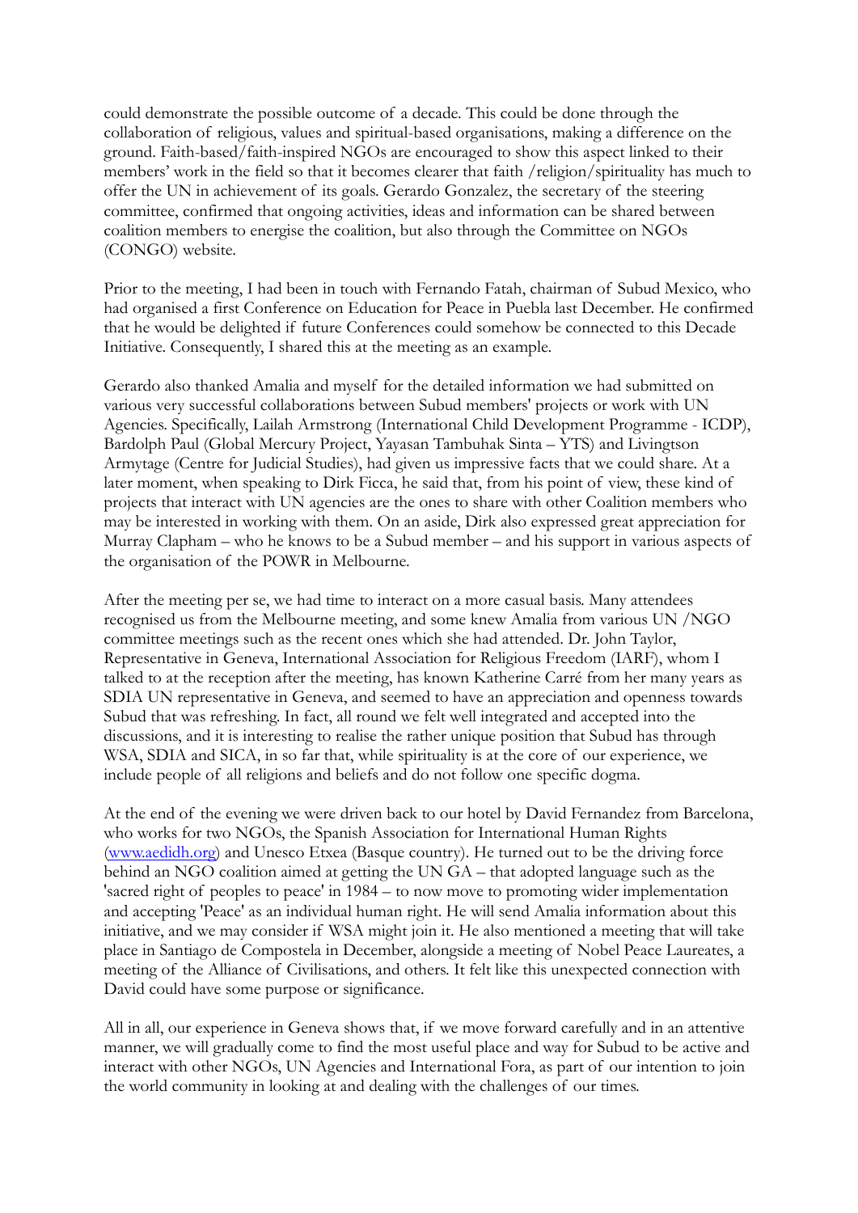could demonstrate the possible outcome of a decade. This could be done through the collaboration of religious, values and spiritual-based organisations, making a difference on the ground. Faith-based/faith-inspired NGOs are encouraged to show this aspect linked to their members' work in the field so that it becomes clearer that faith /religion/spirituality has much to offer the UN in achievement of its goals. Gerardo Gonzalez, the secretary of the steering committee, confirmed that ongoing activities, ideas and information can be shared between coalition members to energise the coalition, but also through the Committee on NGOs (CONGO) website.

Prior to the meeting, I had been in touch with Fernando Fatah, chairman of Subud Mexico, who had organised a first Conference on Education for Peace in Puebla last December. He confirmed that he would be delighted if future Conferences could somehow be connected to this Decade Initiative. Consequently, I shared this at the meeting as an example.

Gerardo also thanked Amalia and myself for the detailed information we had submitted on various very successful collaborations between Subud members' projects or work with UN Agencies. Specifically, Lailah Armstrong (International Child Development Programme - ICDP), Bardolph Paul (Global Mercury Project, Yayasan Tambuhak Sinta – YTS) and Livingtson Armytage (Centre for Judicial Studies), had given us impressive facts that we could share. At a later moment, when speaking to Dirk Ficca, he said that, from his point of view, these kind of projects that interact with UN agencies are the ones to share with other Coalition members who may be interested in working with them. On an aside, Dirk also expressed great appreciation for Murray Clapham – who he knows to be a Subud member – and his support in various aspects of the organisation of the POWR in Melbourne.

After the meeting per se, we had time to interact on a more casual basis. Many attendees recognised us from the Melbourne meeting, and some knew Amalia from various UN /NGO committee meetings such as the recent ones which she had attended. Dr. John Taylor, Representative in Geneva, International Association for Religious Freedom (IARF), whom I talked to at the reception after the meeting, has known Katherine Carré from her many years as SDIA UN representative in Geneva, and seemed to have an appreciation and openness towards Subud that was refreshing. In fact, all round we felt well integrated and accepted into the discussions, and it is interesting to realise the rather unique position that Subud has through WSA, SDIA and SICA, in so far that, while spirituality is at the core of our experience, we include people of all religions and beliefs and do not follow one specific dogma.

At the end of the evening we were driven back to our hotel by David Fernandez from Barcelona, who works for two NGOs, the Spanish Association for International Human Rights (www.aedidh.org) and Unesco Etxea (Basque country). He turned out to be the driving force behind an NGO coalition aimed at getting the UN GA – that adopted language such as the 'sacred right of peoples to peace' in 1984 – to now move to promoting wider implementation and accepting 'Peace' as an individual human right. He will send Amalia information about this initiative, and we may consider if WSA might join it. He also mentioned a meeting that will take place in Santiago de Compostela in December, alongside a meeting of Nobel Peace Laureates, a meeting of the Alliance of Civilisations, and others. It felt like this unexpected connection with David could have some purpose or significance.

All in all, our experience in Geneva shows that, if we move forward carefully and in an attentive manner, we will gradually come to find the most useful place and way for Subud to be active and interact with other NGOs, UN Agencies and International Fora, as part of our intention to join the world community in looking at and dealing with the challenges of our times.